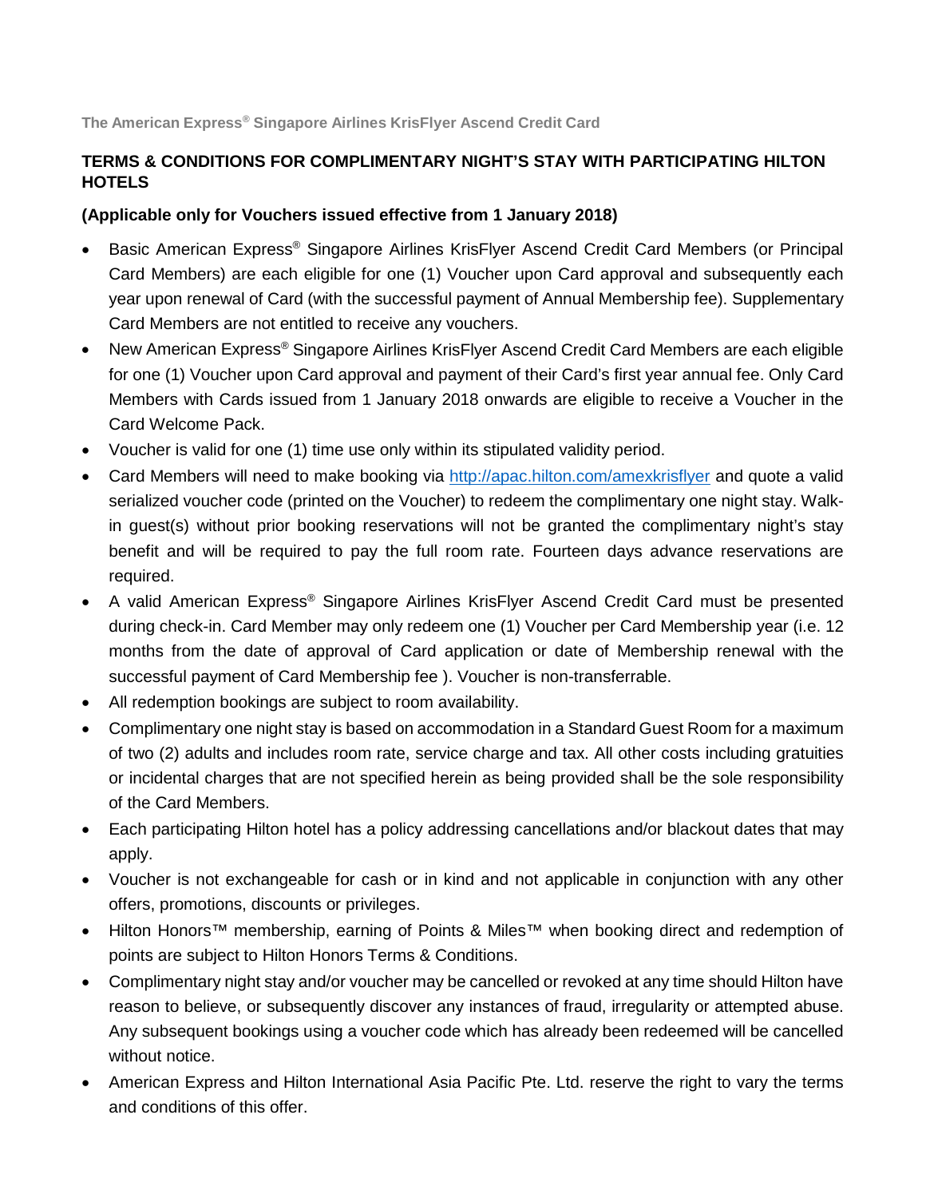The American Express® Singapore Airlines KrisFlyer Ascend Credit Card

## TERMS & CONDITIONS FOR COMPLIMENTARY NIGHT'S STAY WITH PARTICIPATING HILTON HOTELS

### (Applicable only for Vouchers issued effective from 1 January 2018)

- Basic American Express® Singapore Airlines KrisFlyer Ascend Credit Card Members (or Principal Card Members) are each eligible for one (1) Voucher upon Card approval and subsequently each year upon renewal of Card (with the successful payment of Annual Membership fee). Supplementary Card Members are not entitled to receive any vouchers.
- New American Express® Singapore Airlines KrisFlyer Ascend Credit Card Members are each eligible for one (1) Voucher upon Card approval and payment of their Card's first year annual fee. Only Card Members with Cards issued from 1 January 2018 onwards are eligible to receive a Voucher in the Card Welcome Pack.
- Voucher is valid for one (1) time use only within its stipulated validity period.
- Card Members will need to make booking via [http://apac.hilton.com/amexkrisflyer](http://apac.hilton.com/amexkrisflyer) and quote a valid serialized voucher code (printed on the Voucher) to redeem the complimentary one night stay. Walk-in guest(s) without prior booking reservations will not be granted the complimentary night's stay benefit and will be required to pay the full room rate. Fourteen days advance reservations are required.
- A valid American Express® Singapore Airlines KrisFlyer Ascend Credit Card must be presented during check-in. Card Member may only redeem one (1) Voucher per Card Membership year (i.e. 12 months from the date of approval of Card application or date of Membership renewal with the successful payment of Card Membership fee ). Voucher is non-transferrable.
- All redemption bookings are subject to room availability.
- Complimentary one night stay is based on accommodation in a Standard Guest Room for a maximum of two (2) adults and includes room rate, service charge and tax. All other costs including gratuities or incidental charges that are not specified herein as being provided shall be the sole responsibility of the Card Members.
- Each participating Hilton hotel has a policy addressing cancellations and/or blackout dates that may apply.
- Voucher is not exchangeable for cash or in kind and not applicable in conjunction with any other offers, promotions, discounts or privileges.
- Hilton Honors™ membership, earning of Points & Miles™ when booking direct and redemption of points are subject to Hilton Honors Terms & Conditions.
- Complimentary night stay and/or voucher may be cancelled or revoked at any time should Hilton have reason to believe, or subsequently discover any instances of fraud, irregularity or attempted abuse. Any subsequent bookings using a voucher code which has already been redeemed will be cancelled without notice.
- American Express and Hilton International Asia Pacific Pte. Ltd. reserve the right to vary the terms and conditions of this offer.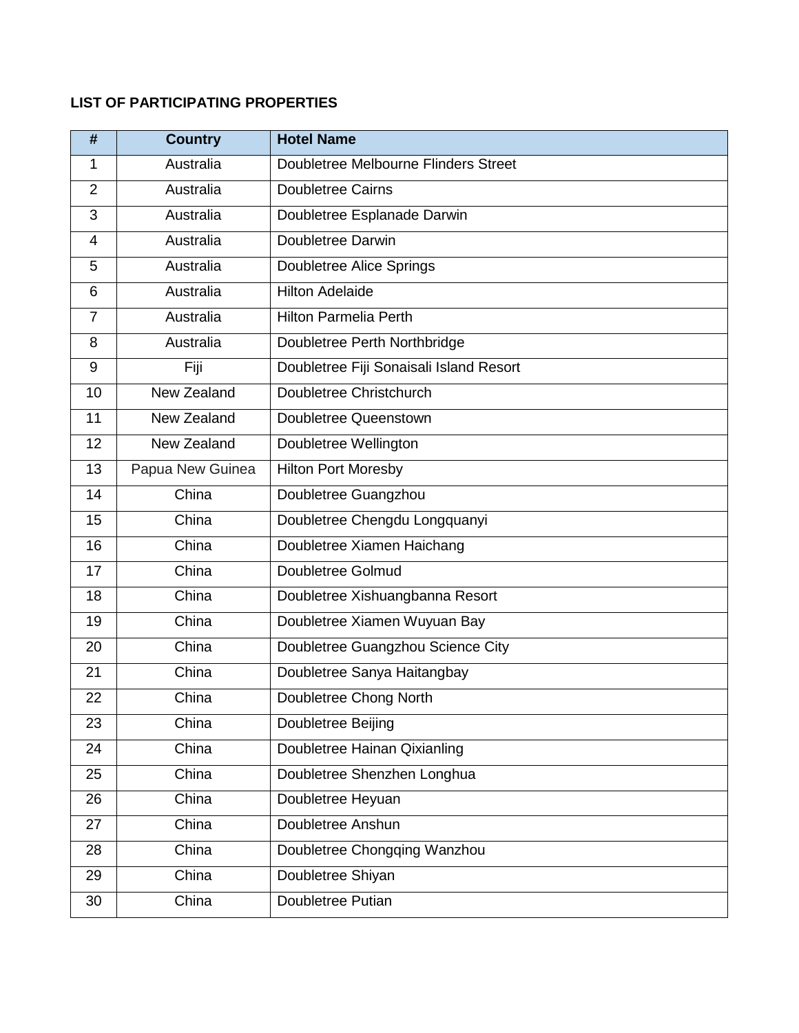**LIST OF PARTICIPATING PROPERTIES**

| # | Country | Hotel Name |
|---|---|---|
| 1 | Australia | Doubletree Melbourne Flinders Street |
| 2 | Australia | Doubletree Cairns |
| 3 | Australia | Doubletree Esplanade Darwin |
| 4 | Australia | Doubletree Darwin |
| 5 | Australia | Doubletree Alice Springs |
| 6 | Australia | Hilton Adelaide |
| 7 | Australia | Hilton Parmelia Perth |
| 8 | Australia | Doubletree Perth Northbridge |
| 9 | Fiji | Doubletree Fiji Sonaisali Island Resort |
| 10 | New Zealand | Doubletree Christchurch |
| 11 | New Zealand | Doubletree Queenstown |
| 12 | New Zealand | Doubletree Wellington |
| 13 | Papua New Guinea | Hilton Port Moresby |
| 14 | China | Doubletree Guangzhou |
| 15 | China | Doubletree Chengdu Longquanyi |
| 16 | China | Doubletree Xiamen Haichang |
| 17 | China | Doubletree Golmud |
| 18 | China | Doubletree Xishuangbanna Resort |
| 19 | China | Doubletree Xiamen Wuyuan Bay |
| 20 | China | Doubletree Guangzhou Science City |
| 21 | China | Doubletree Sanya Haitangbay |
| 22 | China | Doubletree Chong North |
| 23 | China | Doubletree Beijing |
| 24 | China | Doubletree Hainan Qixianling |
| 25 | China | Doubletree Shenzhen Longhua |
| 26 | China | Doubletree Heyuan |
| 27 | China | Doubletree Anshun |
| 28 | China | Doubletree Chongqing Wanzhou |
| 29 | China | Doubletree Shiyan |
| 30 | China | Doubletree Putian |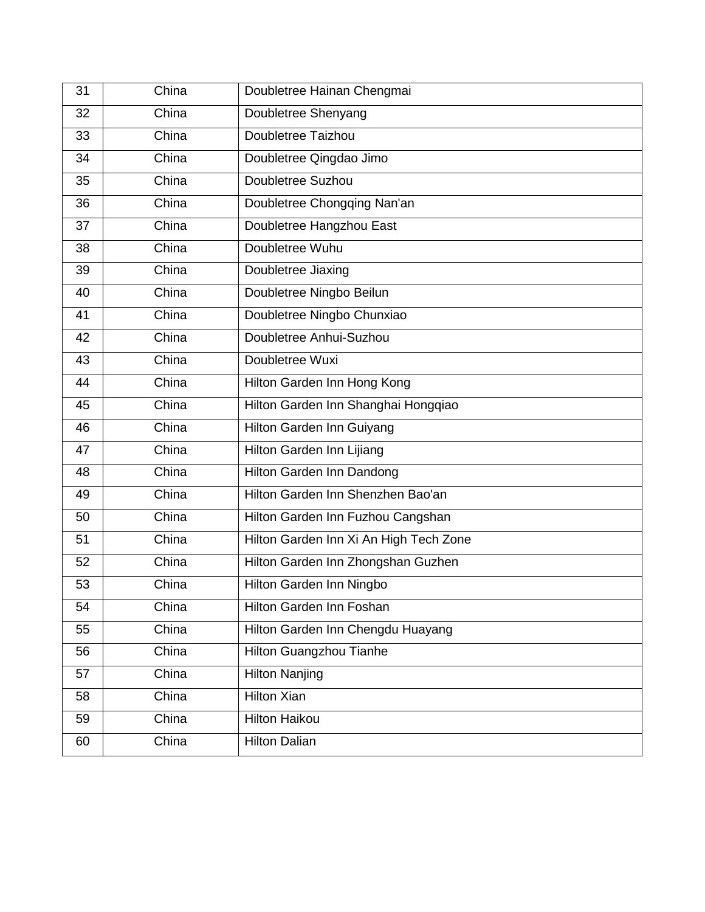| 31 | China | Doubletree Hainan Chengmai |
|---|---|---|
| 32 | China | Doubletree Shenyang |
| 33 | China | Doubletree Taizhou |
| 34 | China | Doubletree Qingdao Jimo |
| 35 | China | Doubletree Suzhou |
| 36 | China | Doubletree Chongqing Nan'an |
| 37 | China | Doubletree Hangzhou East |
| 38 | China | Doubletree Wuhu |
| 39 | China | Doubletree Jiaxing |
| 40 | China | Doubletree Ningbo Beilun |
| 41 | China | Doubletree Ningbo Chunxiao |
| 42 | China | Doubletree Anhui-Suzhou |
| 43 | China | Doubletree Wuxi |
| 44 | China | Hilton Garden Inn Hong Kong |
| 45 | China | Hilton Garden Inn Shanghai Hongqiao |
| 46 | China | Hilton Garden Inn Guiyang |
| 47 | China | Hilton Garden Inn Lijiang |
| 48 | China | Hilton Garden Inn Dandong |
| 49 | China | Hilton Garden Inn Shenzhen Bao'an |
| 50 | China | Hilton Garden Inn Fuzhou Cangshan |
| 51 | China | Hilton Garden Inn Xi An High Tech Zone |
| 52 | China | Hilton Garden Inn Zhongshan Guzhen |
| 53 | China | Hilton Garden Inn Ningbo |
| 54 | China | Hilton Garden Inn Foshan |
| 55 | China | Hilton Garden Inn Chengdu Huayang |
| 56 | China | Hilton Guangzhou Tianhe |
| 57 | China | Hilton Nanjing |
| 58 | China | Hilton Xian |
| 59 | China | Hilton Haikou |
| 60 | China | Hilton Dalian |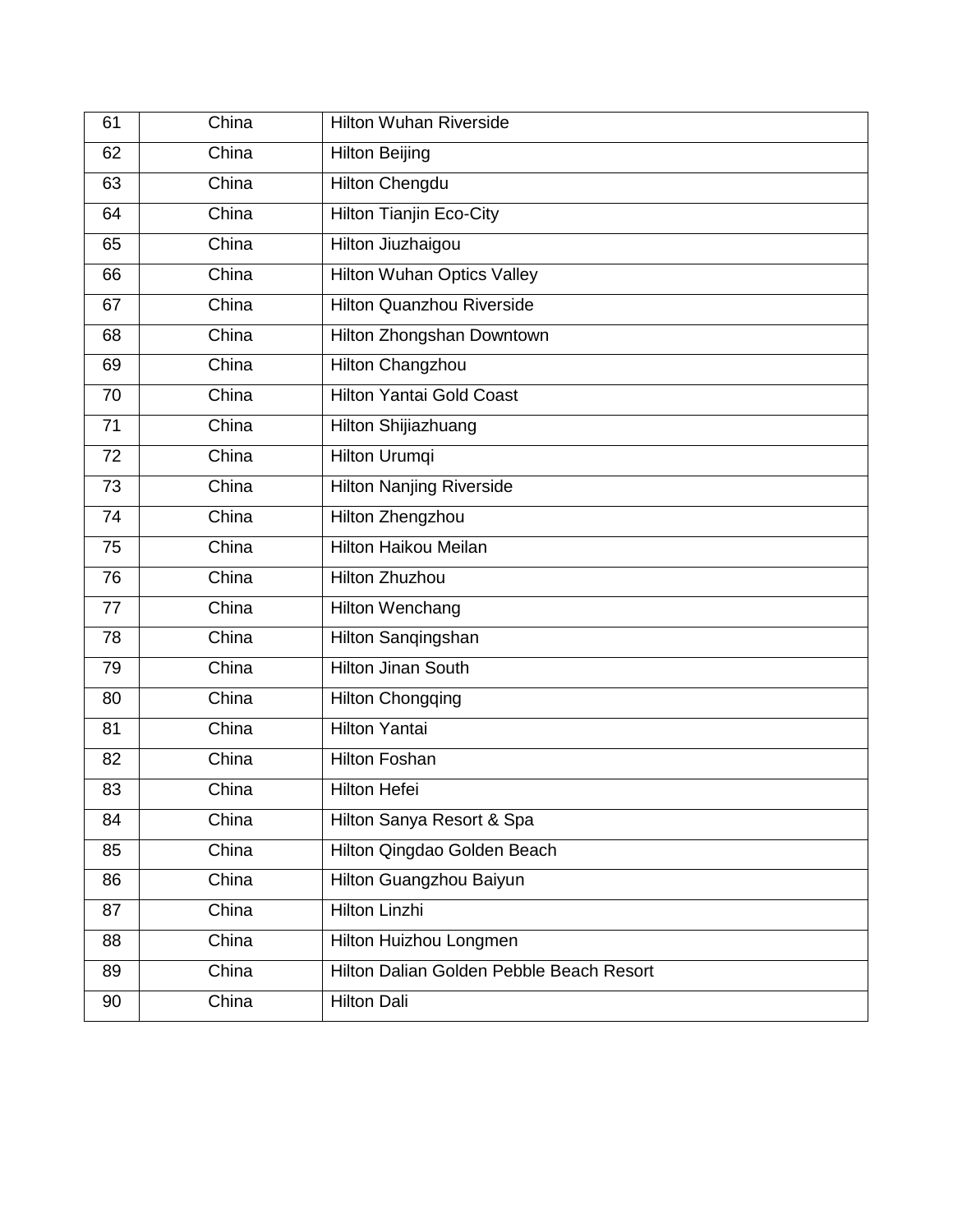| 61 | China | Hilton Wuhan Riverside |
|---|---|---|
| 62 | China | Hilton Beijing |
| 63 | China | Hilton Chengdu |
| 64 | China | Hilton Tianjin Eco-City |
| 65 | China | Hilton Jiuzhaigou |
| 66 | China | Hilton Wuhan Optics Valley |
| 67 | China | Hilton Quanzhou Riverside |
| 68 | China | Hilton Zhongshan Downtown |
| 69 | China | Hilton Changzhou |
| 70 | China | Hilton Yantai Gold Coast |
| 71 | China | Hilton Shijiazhuang |
| 72 | China | Hilton Urumqi |
| 73 | China | Hilton Nanjing Riverside |
| 74 | China | Hilton Zhengzhou |
| 75 | China | Hilton Haikou Meilan |
| 76 | China | Hilton Zhuzhou |
| 77 | China | Hilton Wenchang |
| 78 | China | Hilton Sanqingshan |
| 79 | China | Hilton Jinan South |
| 80 | China | Hilton Chongqing |
| 81 | China | Hilton Yantai |
| 82 | China | Hilton Foshan |
| 83 | China | Hilton Hefei |
| 84 | China | Hilton Sanya Resort & Spa |
| 85 | China | Hilton Qingdao Golden Beach |
| 86 | China | Hilton Guangzhou Baiyun |
| 87 | China | Hilton Linzhi |
| 88 | China | Hilton Huizhou Longmen |
| 89 | China | Hilton Dalian Golden Pebble Beach Resort |
| 90 | China | Hilton Dali |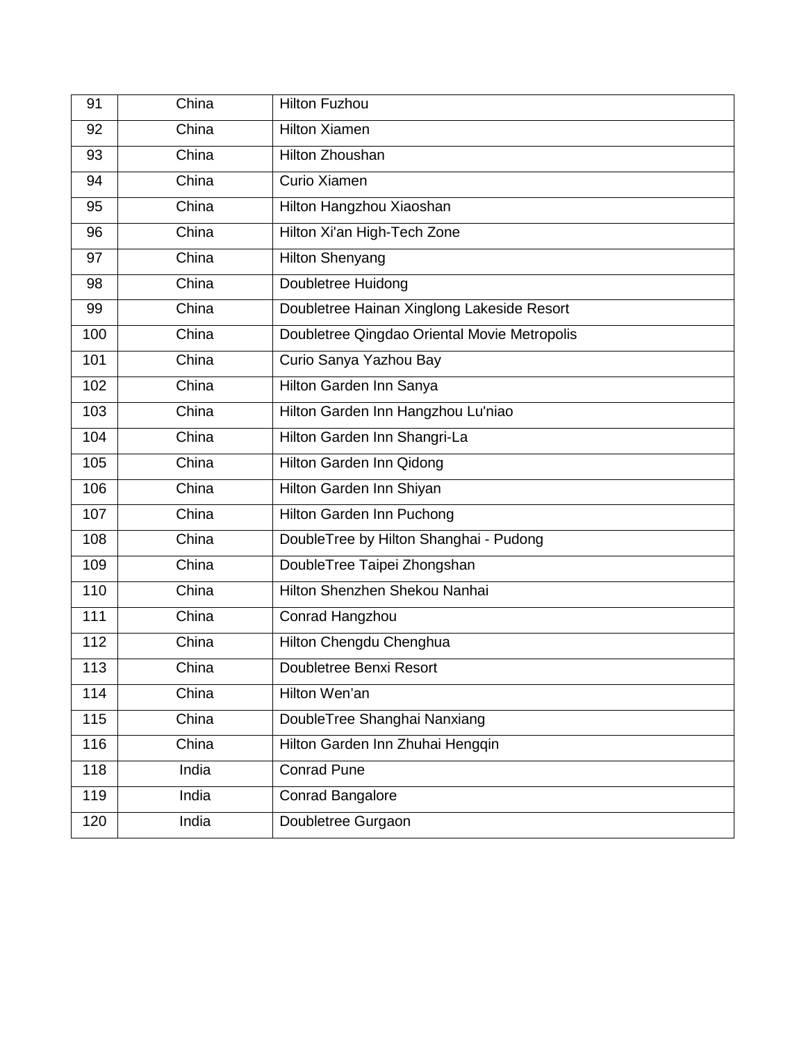| 91 | China | Hilton Fuzhou |
|---|---|---|
| 92 | China | Hilton Xiamen |
| 93 | China | Hilton Zhoushan |
| 94 | China | Curio Xiamen |
| 95 | China | Hilton Hangzhou Xiaoshan |
| 96 | China | Hilton Xi'an High-Tech Zone |
| 97 | China | Hilton Shenyang |
| 98 | China | Doubletree Huidong |
| 99 | China | Doubletree Hainan Xinglong Lakeside Resort |
| 100 | China | Doubletree Qingdao Oriental Movie Metropolis |
| 101 | China | Curio Sanya Yazhou Bay |
| 102 | China | Hilton Garden Inn Sanya |
| 103 | China | Hilton Garden Inn Hangzhou Lu'niao |
| 104 | China | Hilton Garden Inn Shangri-La |
| 105 | China | Hilton Garden Inn Qidong |
| 106 | China | Hilton Garden Inn Shiyan |
| 107 | China | Hilton Garden Inn Puchong |
| 108 | China | DoubleTree by Hilton Shanghai - Pudong |
| 109 | China | DoubleTree Taipei Zhongshan |
| 110 | China | Hilton Shenzhen Shekou Nanhai |
| 111 | China | Conrad Hangzhou |
| 112 | China | Hilton Chengdu Chenghua |
| 113 | China | Doubletree Benxi Resort |
| 114 | China | Hilton Wen'an |
| 115 | China | DoubleTree Shanghai Nanxiang |
| 116 | China | Hilton Garden Inn Zhuhai Hengqin |
| 118 | India | Conrad Pune |
| 119 | India | Conrad Bangalore |
| 120 | India | Doubletree Gurgaon |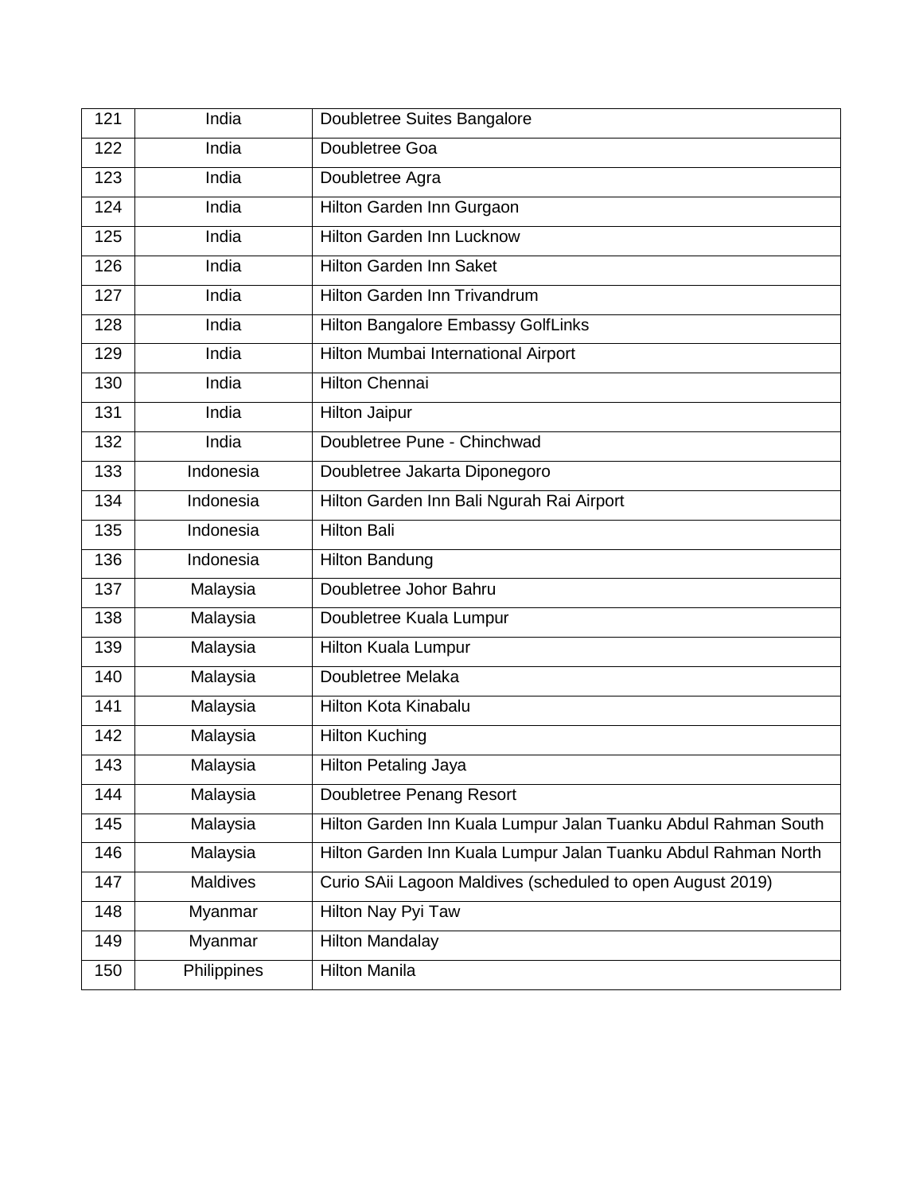| 121 | India | Doubletree Suites Bangalore |
|---|---|---|
| 122 | India | Doubletree Goa |
| 123 | India | Doubletree Agra |
| 124 | India | Hilton Garden Inn Gurgaon |
| 125 | India | Hilton Garden Inn Lucknow |
| 126 | India | Hilton Garden Inn Saket |
| 127 | India | Hilton Garden Inn Trivandrum |
| 128 | India | Hilton Bangalore Embassy GolfLinks |
| 129 | India | Hilton Mumbai International Airport |
| 130 | India | Hilton Chennai |
| 131 | India | Hilton Jaipur |
| 132 | India | Doubletree Pune - Chinchwad |
| 133 | Indonesia | Doubletree Jakarta Diponegoro |
| 134 | Indonesia | Hilton Garden Inn Bali Ngurah Rai Airport |
| 135 | Indonesia | Hilton Bali |
| 136 | Indonesia | Hilton Bandung |
| 137 | Malaysia | Doubletree Johor Bahru |
| 138 | Malaysia | Doubletree Kuala Lumpur |
| 139 | Malaysia | Hilton Kuala Lumpur |
| 140 | Malaysia | Doubletree Melaka |
| 141 | Malaysia | Hilton Kota Kinabalu |
| 142 | Malaysia | Hilton Kuching |
| 143 | Malaysia | Hilton Petaling Jaya |
| 144 | Malaysia | Doubletree Penang Resort |
| 145 | Malaysia | Hilton Garden Inn Kuala Lumpur Jalan Tuanku Abdul Rahman South |
| 146 | Malaysia | Hilton Garden Inn Kuala Lumpur Jalan Tuanku Abdul Rahman North |
| 147 | Maldives | Curio SAii Lagoon Maldives (scheduled to open August 2019) |
| 148 | Myanmar | Hilton Nay Pyi Taw |
| 149 | Myanmar | Hilton Mandalay |
| 150 | Philippines | Hilton Manila |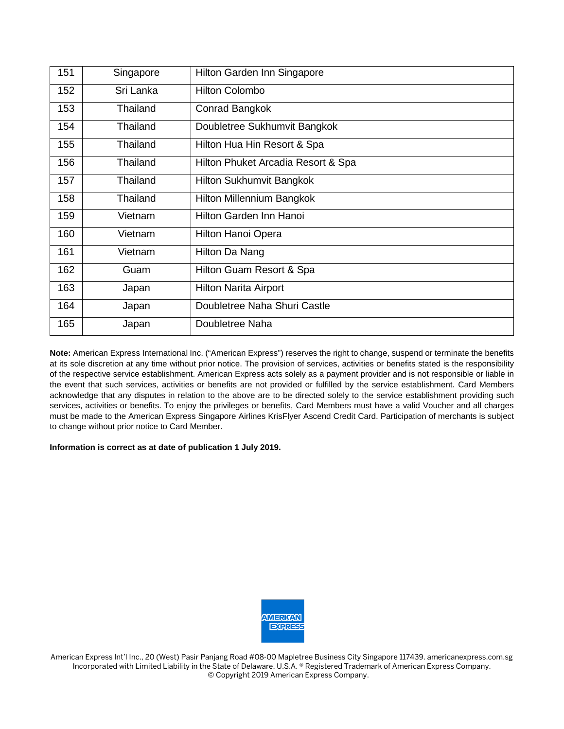| | | |
|---|---|---|
| 151 | Singapore | Hilton Garden Inn Singapore |
| 152 | Sri Lanka | Hilton Colombo |
| 153 | Thailand | Conrad Bangkok |
| 154 | Thailand | Doubletree Sukhumvit Bangkok |
| 155 | Thailand | Hilton Hua Hin Resort & Spa |
| 156 | Thailand | Hilton Phuket Arcadia Resort & Spa |
| 157 | Thailand | Hilton Sukhumvit Bangkok |
| 158 | Thailand | Hilton Millennium Bangkok |
| 159 | Vietnam | Hilton Garden Inn Hanoi |
| 160 | Vietnam | Hilton Hanoi Opera |
| 161 | Vietnam | Hilton Da Nang |
| 162 | Guam | Hilton Guam Resort & Spa |
| 163 | Japan | Hilton Narita Airport |
| 164 | Japan | Doubletree Naha Shuri Castle |
| 165 | Japan | Doubletree Naha |

**Note:** American Express International Inc. ("American Express") reserves the right to change, suspend or terminate the benefits at its sole discretion at any time without prior notice. The provision of services, activities or benefits stated is the responsibility of the respective service establishment. American Express acts solely as a payment provider and is not responsible or liable in the event that such services, activities or benefits are not provided or fulfilled by the service establishment. Card Members acknowledge that any disputes in relation to the above are to be directed solely to the service establishment providing such services, activities or benefits. To enjoy the privileges or benefits, Card Members must have a valid Voucher and all charges must be made to the American Express Singapore Airlines KrisFlyer Ascend Credit Card. Participation of merchants is subject to change without prior notice to Card Member.

**Information is correct as at date of publication 1 July 2019.**

American Express Int'l Inc., 20 (West) Pasir Panjang Road #08-00 Mapletree Business City Singapore 117439. americanexpress.com.sg
Incorporated with Limited Liability in the State of Delaware, U.S.A. ® Registered Trademark of American Express Company.
© Copyright 2019 American Express Company.